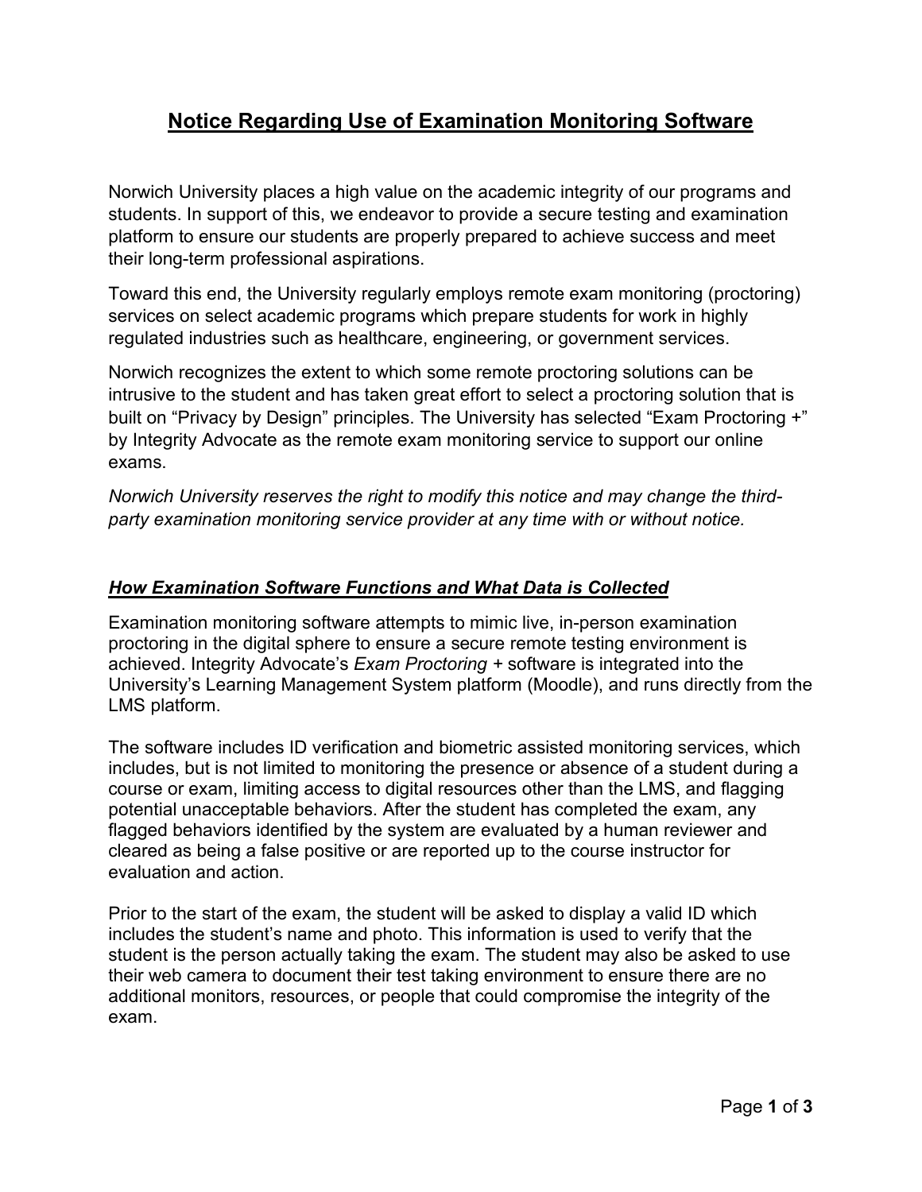# Notice Regarding Use of Examination Monitoring Software

Norwich University places a high value on the academic integrity of our programs and students. In support of this, we endeavor to provide a secure testing and examination platform to ensure our students are properly prepared to achieve success and meet their long-term professional aspirations.

Toward this end, the University regularly employs remote exam monitoring (proctoring) services on select academic programs which prepare students for work in highly regulated industries such as healthcare, engineering, or government services.

Norwich recognizes the extent to which some remote proctoring solutions can be intrusive to the student and has taken great effort to select a proctoring solution that is built on "Privacy by Design" principles. The University has selected "Exam Proctoring +" by Integrity Advocate as the remote exam monitoring service to support our online exams.

*Norwich University reserves the right to modify this notice and may change the third-party examination monitoring service provider at any time with or without notice.*

## ***How Examination Software Functions and What Data is Collected***

Examination monitoring software attempts to mimic live, in-person examination proctoring in the digital sphere to ensure a secure remote testing environment is achieved. Integrity Advocate's *Exam Proctoring +* software is integrated into the University's Learning Management System platform (Moodle), and runs directly from the LMS platform.

The software includes ID verification and biometric assisted monitoring services, which includes, but is not limited to monitoring the presence or absence of a student during a course or exam, limiting access to digital resources other than the LMS, and flagging potential unacceptable behaviors. After the student has completed the exam, any flagged behaviors identified by the system are evaluated by a human reviewer and cleared as being a false positive or are reported up to the course instructor for evaluation and action.

Prior to the start of the exam, the student will be asked to display a valid ID which includes the student's name and photo. This information is used to verify that the student is the person actually taking the exam. The student may also be asked to use their web camera to document their test taking environment to ensure there are no additional monitors, resources, or people that could compromise the integrity of the exam.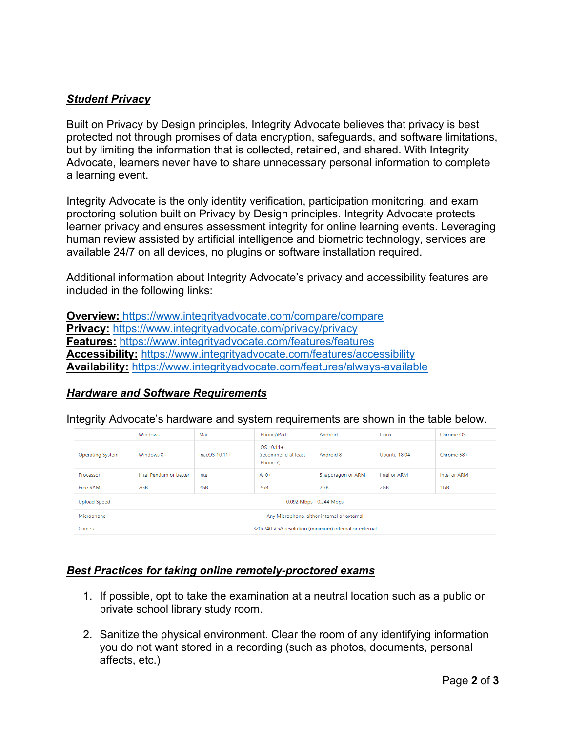## ***Student Privacy***

Built on Privacy by Design principles, Integrity Advocate believes that privacy is best protected not through promises of data encryption, safeguards, and software limitations, but by limiting the information that is collected, retained, and shared. With Integrity Advocate, learners never have to share unnecessary personal information to complete a learning event.

Integrity Advocate is the only identity verification, participation monitoring, and exam proctoring solution built on Privacy by Design principles. Integrity Advocate protects learner privacy and ensures assessment integrity for online learning events. Leveraging human review assisted by artificial intelligence and biometric technology, services are available 24/7 on all devices, no plugins or software installation required.

Additional information about Integrity Advocate's privacy and accessibility features are included in the following links:

**Overview:** https://www.integrityadvocate.com/compare/compare
**Privacy:** https://www.integrityadvocate.com/privacy/privacy
**Features:** https://www.integrityadvocate.com/features/features
**Accessibility:** https://www.integrityadvocate.com/features/accessibility
**Availability:** https://www.integrityadvocate.com/features/always-available

## ***Hardware and Software Requirements***

Integrity Advocate's hardware and system requirements are shown in the table below.

| | Windows | Mac | iPhone/iPad | Android | Linux | Chrome OS |
|---|---|---|---|---|---|---|
| Operating System | Windows 8+ | macOS 10.11+ | iOS 10.11+ (recommend at least iPhone 7) | Android 8 | Ubuntu 18.04 | Chrome 58+ |
| Processor | Intel Pentium or better | Intel | A10+ | Snapdragon or ARM | Intel or ARM | Intel or ARM |
| Free RAM | 2GB | 2GB | 2GB | 2GB | 2GB | 1GB |
| Upload Speed | 0.092 Mbps - 0.244 Mbps | | | | | |
| Microphone | Any Microphone, either internal or external | | | | | |
| Camera | 320x240 VGA resolution (minimum) internal or external | | | | | |

## ***Best Practices for taking online remotely-proctored exams***

1. If possible, opt to take the examination at a neutral location such as a public or private school library study room.

2. Sanitize the physical environment. Clear the room of any identifying information you do not want stored in a recording (such as photos, documents, personal affects, etc.)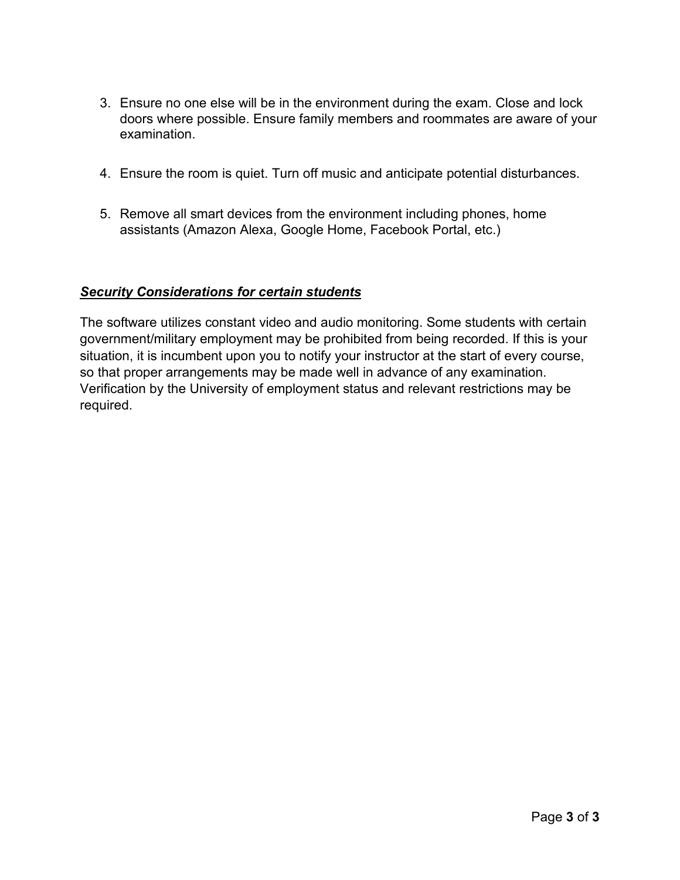3. Ensure no one else will be in the environment during the exam. Close and lock doors where possible. Ensure family members and roommates are aware of your examination.

4. Ensure the room is quiet. Turn off music and anticipate potential disturbances.

5. Remove all smart devices from the environment including phones, home assistants (Amazon Alexa, Google Home, Facebook Portal, etc.)

***<u>Security Considerations for certain students</u>***

The software utilizes constant video and audio monitoring. Some students with certain government/military employment may be prohibited from being recorded. If this is your situation, it is incumbent upon you to notify your instructor at the start of every course, so that proper arrangements may be made well in advance of any examination. Verification by the University of employment status and relevant restrictions may be required.